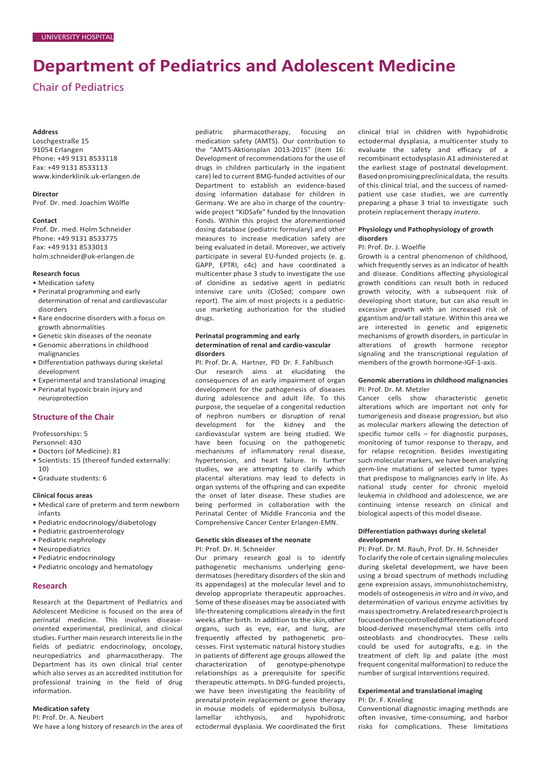UNIVERSITY HOSPITAL

# Department of Pediatrics and Adolescent Medicine

## Chair of Pediatrics

**Address**
Loschgestraße 15
91054 Erlangen
Phone: +49 9131 8533118
Fax: +49 9131 8533113
www.kinderklinik.uk-erlangen.de

**Director**
Prof. Dr. med. Joachim Wölfle

**Contact**
Prof. Dr. med. Holm Schneider
Phone: +49 9131 8533775
Fax: +49 9131 8533013
holm.schneider@uk-erlangen.de

**Research focus**

- Medication safety
- Perinatal programming and early determination of renal and cardiovascular disorders
- Rare endocrine disorders with a focus on growth abnormalities
- Genetic skin diseases of the neonate
- Genomic aberrations in childhood malignancies
- Differentiation pathways during skeletal development
- Experimental and translational imaging
- Perinatal hypoxic brain injury and neuroprotection

### Structure of the Chair

Professorships: 5

Personnel: 430

- Doctors (of Medicine): 81
- Scientists: 15 (thereof funded externally: 10)
- Graduate students: 6

**Clinical focus areas**

- Medical care of preterm and term newborn infants
- Pediatric endocrinology/diabetology
- Pediatric gastroenterology
- Pediatric nephrology
- Neuropediatrics
- Pediatric endocrinology
- Pediatric oncology and hematology

### Research

Research at the Department of Pediatrics and Adolescent Medicine is focused on the area of perinatal medicine. This involves disease-oriented experimental, preclinical, and clinical studies. Further main research interests lie in the fields of pediatric endocrinology, oncology, neuropediatrics and pharmacotherapy. The Department has its own clinical trial center which also serves as an accredited institution for professional training in the field of drug information.

**Medication safety**

PI: Prof. Dr. A. Neubert

We have a long history of research in the area of pediatric pharmacotherapy, focusing on medication safety (AMTS). Our contribution to the "AMTS-Aktionsplan 2013-2015" (item 16: Development of recommendations for the use of drugs in children particularly in the inpatient care) led to current BMG-funded activities of our Department to establish an evidence-based dosing information database for children in Germany. We are also in charge of the country-wide project "KiDSafe" funded by the Innovation Fonds. Within this project the aforementioned dosing database (pediatric formulary) and other measures to increase medication safety are being evaluated in detail. Moreover, we actively participate in several EU-funded projects (e. g. GAPP, EPTRI, c4c) and have coordinated a multicenter phase 3 study to investigate the use of clonidine as sedative agent in pediatric intensive care units (CloSed; compare own report). The aim of most projects is a pediatric-use marketing authorization for the studied drugs.

**Perinatal programming and early determination of renal and cardio-vascular disorders**

PI: Prof. Dr. A. Hartner, PD Dr. F. Fahlbusch

Our research aims at elucidating the consequences of an early impairment of organ development for the pathogenesis of diseases during adolescence and adult life. To this purpose, the sequelae of a congenital reduction of nephron numbers or disruption of renal development for the kidney and the cardiovascular system are being studied. We have been focusing on the pathogenetic mechanisms of inflammatory renal disease, hypertension, and heart failure. In further studies, we are attempting to clarify which placental alterations may lead to defects in organ systems of the offspring and can expedite the onset of later disease. These studies are being performed in collaboration with the Perinatal Center of Middle Franconia and the Comprehensive Cancer Center Erlangen-EMN.

**Genetic skin diseases of the neonate**

PI: Prof. Dr. H. Schneider

Our primary research goal is to identify pathogenetic mechanisms underlying genodermatoses (hereditary disorders of the skin and its appendages) at the molecular level and to develop appropriate therapeutic approaches. Some of these diseases may be associated with life-threatening complications already in the first weeks after birth. In addition to the skin, other organs, such as eye, ear, and lung, are frequently affected by pathogenetic processes. First systematic natural history studies in patients of different age groups allowed the characterization of genotype-phenotype relationships as a prerequisite for specific therapeutic attempts. In DFG-funded projects, we have been investigating the feasibility of prenatal protein replacement or gene therapy in mouse models of epidermolysis bullosa, lamellar ichthyosis, and hypohidrotic ectodermal dysplasia. We coordinated the first clinical trial in children with hypohidrotic ectodermal dysplasia, a multicenter study to evaluate the safety and efficacy of a recombinant ectodysplasin A1 administered at the earliest stage of postnatal development. Based on promising preclinical data, the results of this clinical trial, and the success of named-patient use case studies, we are currently preparing a phase 3 trial to investigate such protein replacement therapy *in utero*.

**Physiology und Pathophysiology of growth disorders**

PI: Prof. Dr. J. Woelfle

Growth is a central phenomenon of childhood, which frequently serves as an indicator of health and disease. Conditions affecting physiological growth conditions can result both in reduced growth velocity, with a subsequent risk of developing short stature, but can also result in excessive growth with an increased risk of gigantism and/or tall stature. Within this area we are interested in genetic and epigenetic mechanisms of growth disorders, in particular in alterations of growth hormone receptor signaling and the transcriptional regulation of members of the growth hormone-IGF-1-axis.

**Genomic aberrations in childhood malignancies**

PI: Prof. Dr. M. Metzler

Cancer cells show characteristic genetic alterations which are important not only for tumorigenesis and disease progression, but also as molecular markers allowing the detection of specific tumor cells – for diagnostic purposes, monitoring of tumor response to therapy, and for relapse recognition. Besides investigating such molecular markers, we have been analyzing germ-line mutations of selected tumor types that predispose to malignancies early in life. As national study center for chronic myeloid leukemia in childhood and adolescence, we are continuing intense research on clinical and biological aspects of this model disease.

**Differentiation pathways during skeletal development**

PI: Prof. Dr. M. Rauh, Prof. Dr. H. Schneider

To clarify the role of certain signaling molecules during skeletal development, we have been using a broad spectrum of methods including gene expression assays, immunohistochemistry, models of osteogenesis *in vitro* and *in vivo*, and determination of various enzyme activities by mass spectrometry. A related research project is focused on the controlled differentiation of cord blood-derived mesenchymal stem cells into osteoblasts and chondrocytes. These cells could be used for autografts, e.g. in the treatment of cleft lip and palate (the most frequent congenital malformation) to reduce the number of surgical interventions required.

**Experimental and translational imaging**

PI: Dr. F. Knieling

Conventional diagnostic imaging methods are often invasive, time-consuming, and harbor risks for complications. These limitations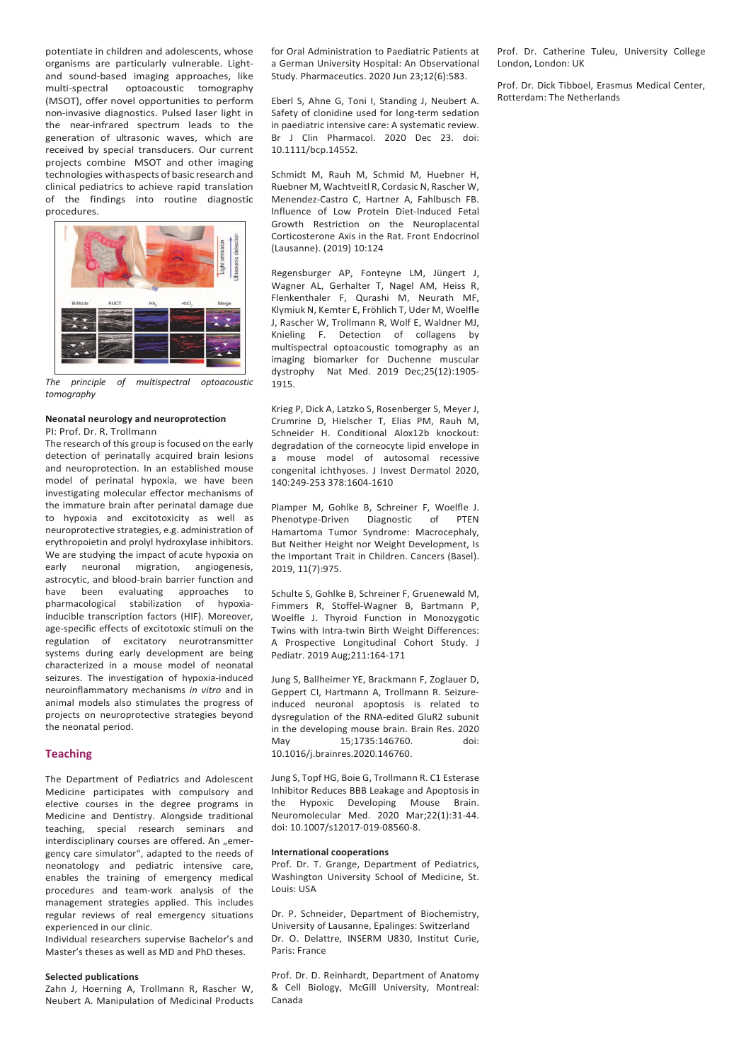potentiate in children and adolescents, whose organisms are particularly vulnerable. Light- and sound-based imaging approaches, like multi-spectral optoacoustic tomography (MSOT), offer novel opportunities to perform non-invasive diagnostics. Pulsed laser light in the near-infrared spectrum leads to the generation of ultrasonic waves, which are received by special transducers. Our current projects combine MSOT and other imaging technologies with aspects of basic research and clinical pediatrics to achieve rapid translation of the findings into routine diagnostic procedures.

Light emission
Ultrasonic detection
B-Mode
RUCT
$Hb_R$
$HbO_2$
Merge

*The principle of multispectral optoacoustic tomography*

**Neonatal neurology and neuroprotection**
PI: Prof. Dr. R. Trollmann

The research of this group is focused on the early detection of perinatally acquired brain lesions and neuroprotection. In an established mouse model of perinatal hypoxia, we have been investigating molecular effector mechanisms of the immature brain after perinatal damage due to hypoxia and excitotoxicity as well as neuroprotective strategies, e.g. administration of erythropoietin and prolyl hydroxylase inhibitors. We are studying the impact of acute hypoxia on early neuronal migration, angiogenesis, astrocytic, and blood-brain barrier function and have been evaluating approaches to pharmacological stabilization of hypoxia-inducible transcription factors (HIF). Moreover, age-specific effects of excitotoxic stimuli on the regulation of excitatory neurotransmitter systems during early development are being characterized in a mouse model of neonatal seizures. The investigation of hypoxia-induced neuroinflammatory mechanisms *in vitro* and in animal models also stimulates the progress of projects on neuroprotective strategies beyond the neonatal period.

## Teaching

The Department of Pediatrics and Adolescent Medicine participates with compulsory and elective courses in the degree programs in Medicine and Dentistry. Alongside traditional teaching, special research seminars and interdisciplinary courses are offered. An „emergency care simulator", adapted to the needs of neonatology and pediatric intensive care, enables the training of emergency medical procedures and team-work analysis of the management strategies applied. This includes regular reviews of real emergency situations experienced in our clinic.

Individual researchers supervise Bachelor's and Master's theses as well as MD and PhD theses.

**Selected publications**

Zahn J, Hoerning A, Trollmann R, Rascher W, Neubert A. Manipulation of Medicinal Products for Oral Administration to Paediatric Patients at a German University Hospital: An Observational Study. Pharmaceutics. 2020 Jun 23;12(6):583.

Eberl S, Ahne G, Toni I, Standing J, Neubert A. Safety of clonidine used for long-term sedation in paediatric intensive care: A systematic review. Br J Clin Pharmacol. 2020 Dec 23. doi: 10.1111/bcp.14552.

Schmidt M, Rauh M, Schmid M, Huebner H, Ruebner M, Wachtveitl R, Cordasic N, Rascher W, Menendez-Castro C, Hartner A, Fahlbusch FB. Influence of Low Protein Diet-Induced Fetal Growth Restriction on the Neuroplacental Corticosterone Axis in the Rat. Front Endocrinol (Lausanne). (2019) 10:124

Regensburger AP, Fonteyne LM, Jüngert J, Wagner AL, Gerhalter T, Nagel AM, Heiss R, Flenkenthaler F, Qurashi M, Neurath MF, Klymiuk N, Kemter E, Fröhlich T, Uder M, Woelfle J, Rascher W, Trollmann R, Wolf E, Waldner MJ, Knieling F. Detection of collagens by multispectral optoacoustic tomography as an imaging biomarker for Duchenne muscular dystrophy Nat Med. 2019 Dec;25(12):1905-1915.

Krieg P, Dick A, Latzko S, Rosenberger S, Meyer J, Crumrine D, Hielscher T, Elias PM, Rauh M, Schneider H. Conditional Alox12b knockout: degradation of the corneocyte lipid envelope in a mouse model of autosomal recessive congenital ichthyoses. J Invest Dermatol 2020, 140:249-253 378:1604-1610

Plamper M, Gohlke B, Schreiner F, Woelfle J. Phenotype-Driven Diagnostic of PTEN Hamartoma Tumor Syndrome: Macrocephaly, But Neither Height nor Weight Development, Is the Important Trait in Children. Cancers (Basel). 2019, 11(7):975.

Schulte S, Gohlke B, Schreiner F, Gruenewald M, Fimmers R, Stoffel-Wagner B, Bartmann P, Woelfle J. Thyroid Function in Monozygotic Twins with Intra-twin Birth Weight Differences: A Prospective Longitudinal Cohort Study. J Pediatr. 2019 Aug;211:164-171

Jung S, Ballheimer YE, Brackmann F, Zoglauer D, Geppert CI, Hartmann A, Trollmann R. Seizure-induced neuronal apoptosis is related to dysregulation of the RNA-edited GluR2 subunit in the developing mouse brain. Brain Res. 2020 May 15;1735:146760. doi: 10.1016/j.brainres.2020.146760.

Jung S, Topf HG, Boie G, Trollmann R. C1 Esterase Inhibitor Reduces BBB Leakage and Apoptosis in the Hypoxic Developing Mouse Brain. Neuromolecular Med. 2020 Mar;22(1):31-44. doi: 10.1007/s12017-019-08560-8.

**International cooperations**

Prof. Dr. T. Grange, Department of Pediatrics, Washington University School of Medicine, St. Louis: USA

Dr. P. Schneider, Department of Biochemistry, University of Lausanne, Epalinges: Switzerland

Dr. O. Delattre, INSERM U830, Institut Curie, Paris: France

Prof. Dr. D. Reinhardt, Department of Anatomy & Cell Biology, McGill University, Montreal: Canada

Prof. Dr. Catherine Tuleu, University College London, London: UK

Prof. Dr. Dick Tibboel, Erasmus Medical Center, Rotterdam: The Netherlands